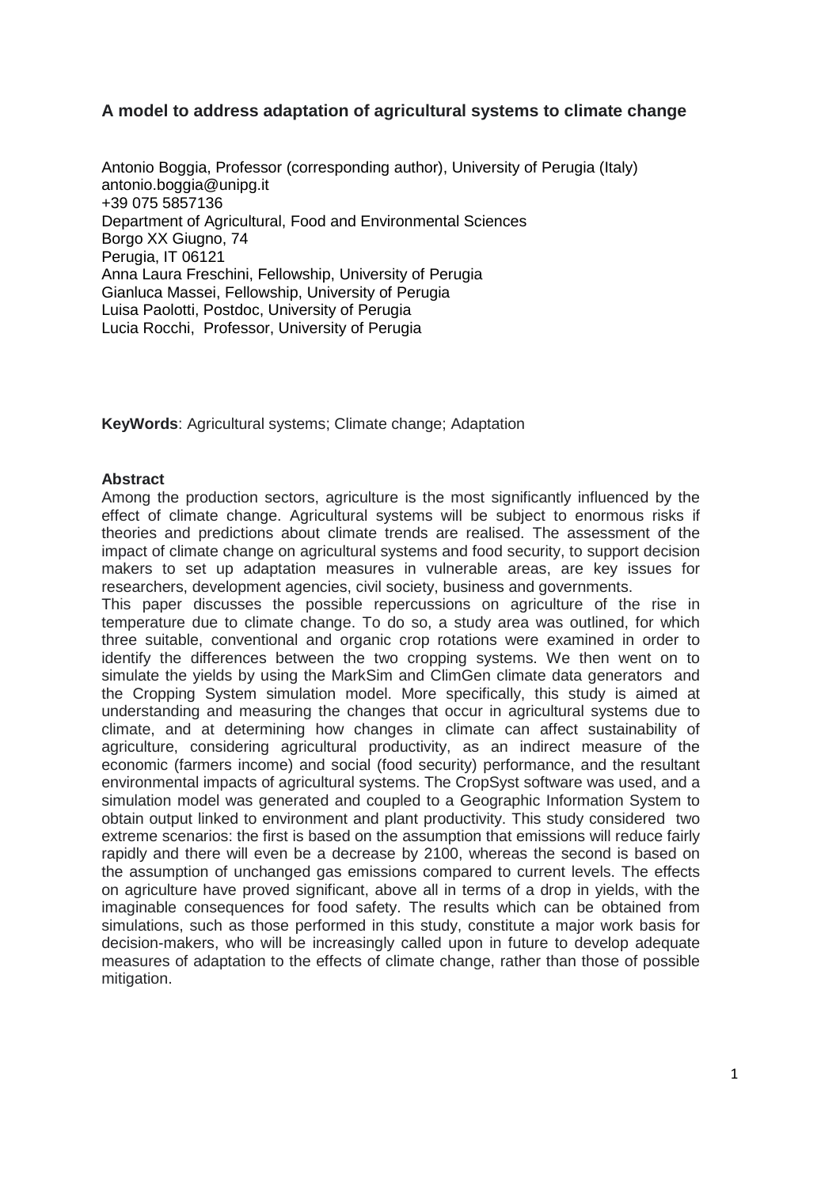# A model to address adaptation of agricultural systems to climate change

Antonio Boggia, Professor (corresponding author), University of Perugia (Italy)
antonio.boggia@unipg.it
+39 075 5857136
Department of Agricultural, Food and Environmental Sciences
Borgo XX Giugno, 74
Perugia, IT 06121
Anna Laura Freschini, Fellowship, University of Perugia
Gianluca Massei, Fellowship, University of Perugia
Luisa Paolotti, Postdoc, University of Perugia
Lucia Rocchi, Professor, University of Perugia

**KeyWords**: Agricultural systems; Climate change; Adaptation

**Abstract**

Among the production sectors, agriculture is the most significantly influenced by the effect of climate change. Agricultural systems will be subject to enormous risks if theories and predictions about climate trends are realised. The assessment of the impact of climate change on agricultural systems and food security, to support decision makers to set up adaptation measures in vulnerable areas, are key issues for researchers, development agencies, civil society, business and governments.

This paper discusses the possible repercussions on agriculture of the rise in temperature due to climate change. To do so, a study area was outlined, for which three suitable, conventional and organic crop rotations were examined in order to identify the differences between the two cropping systems. We then went on to simulate the yields by using the MarkSim and ClimGen climate data generators and the Cropping System simulation model. More specifically, this study is aimed at understanding and measuring the changes that occur in agricultural systems due to climate, and at determining how changes in climate can affect sustainability of agriculture, considering agricultural productivity, as an indirect measure of the economic (farmers income) and social (food security) performance, and the resultant environmental impacts of agricultural systems. The CropSyst software was used, and a simulation model was generated and coupled to a Geographic Information System to obtain output linked to environment and plant productivity. This study considered two extreme scenarios: the first is based on the assumption that emissions will reduce fairly rapidly and there will even be a decrease by 2100, whereas the second is based on the assumption of unchanged gas emissions compared to current levels. The effects on agriculture have proved significant, above all in terms of a drop in yields, with the imaginable consequences for food safety. The results which can be obtained from simulations, such as those performed in this study, constitute a major work basis for decision-makers, who will be increasingly called upon in future to develop adequate measures of adaptation to the effects of climate change, rather than those of possible mitigation.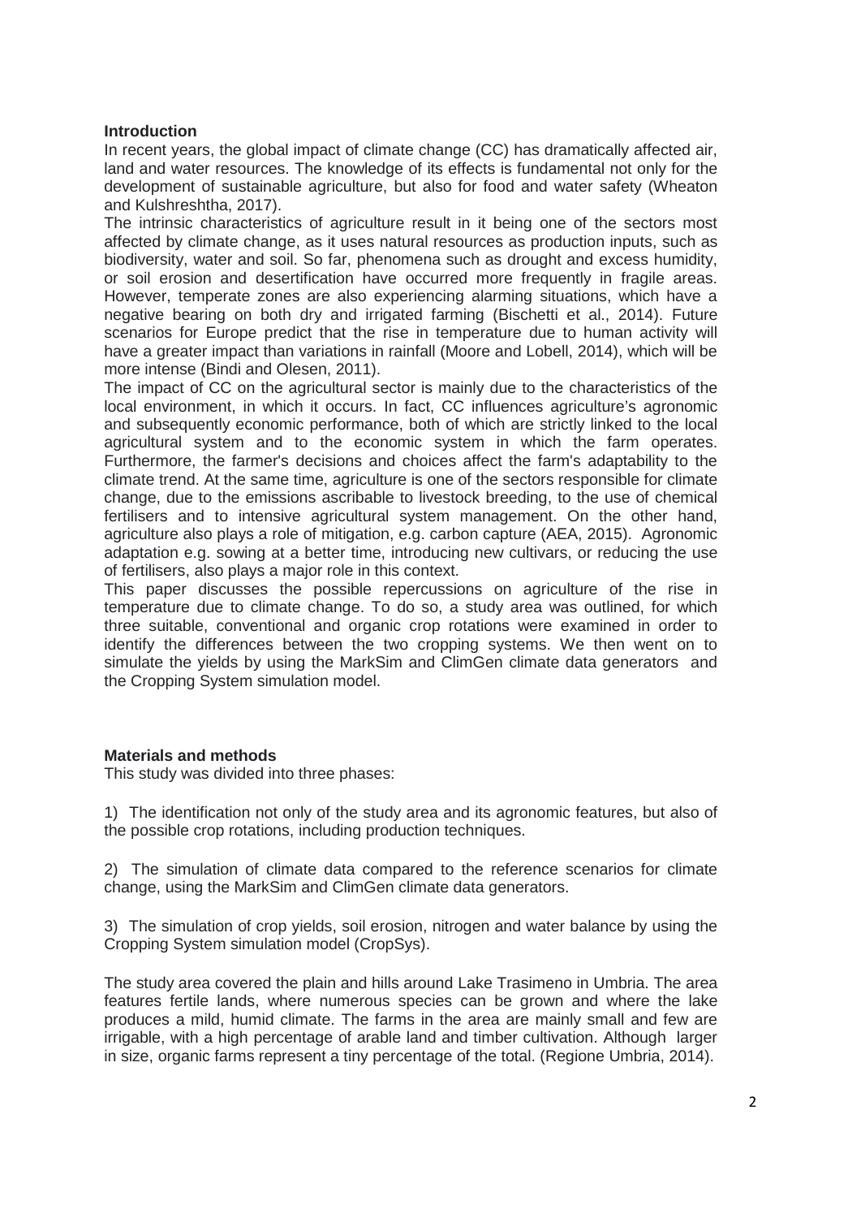## Introduction

In recent years, the global impact of climate change (CC) has dramatically affected air, land and water resources. The knowledge of its effects is fundamental not only for the development of sustainable agriculture, but also for food and water safety (Wheaton and Kulshreshtha, 2017).

The intrinsic characteristics of agriculture result in it being one of the sectors most affected by climate change, as it uses natural resources as production inputs, such as biodiversity, water and soil. So far, phenomena such as drought and excess humidity, or soil erosion and desertification have occurred more frequently in fragile areas. However, temperate zones are also experiencing alarming situations, which have a negative bearing on both dry and irrigated farming (Bischetti et al., 2014). Future scenarios for Europe predict that the rise in temperature due to human activity will have a greater impact than variations in rainfall (Moore and Lobell, 2014), which will be more intense (Bindi and Olesen, 2011).

The impact of CC on the agricultural sector is mainly due to the characteristics of the local environment, in which it occurs. In fact, CC influences agriculture's agronomic and subsequently economic performance, both of which are strictly linked to the local agricultural system and to the economic system in which the farm operates. Furthermore, the farmer's decisions and choices affect the farm's adaptability to the climate trend. At the same time, agriculture is one of the sectors responsible for climate change, due to the emissions ascribable to livestock breeding, to the use of chemical fertilisers and to intensive agricultural system management. On the other hand, agriculture also plays a role of mitigation, e.g. carbon capture (AEA, 2015). Agronomic adaptation e.g. sowing at a better time, introducing new cultivars, or reducing the use of fertilisers, also plays a major role in this context.

This paper discusses the possible repercussions on agriculture of the rise in temperature due to climate change. To do so, a study area was outlined, for which three suitable, conventional and organic crop rotations were examined in order to identify the differences between the two cropping systems. We then went on to simulate the yields by using the MarkSim and ClimGen climate data generators and the Cropping System simulation model.

## Materials and methods

This study was divided into three phases:

1) The identification not only of the study area and its agronomic features, but also of the possible crop rotations, including production techniques.

2) The simulation of climate data compared to the reference scenarios for climate change, using the MarkSim and ClimGen climate data generators.

3) The simulation of crop yields, soil erosion, nitrogen and water balance by using the Cropping System simulation model (CropSys).

The study area covered the plain and hills around Lake Trasimeno in Umbria. The area features fertile lands, where numerous species can be grown and where the lake produces a mild, humid climate. The farms in the area are mainly small and few are irrigable, with a high percentage of arable land and timber cultivation. Although larger in size, organic farms represent a tiny percentage of the total. (Regione Umbria, 2014).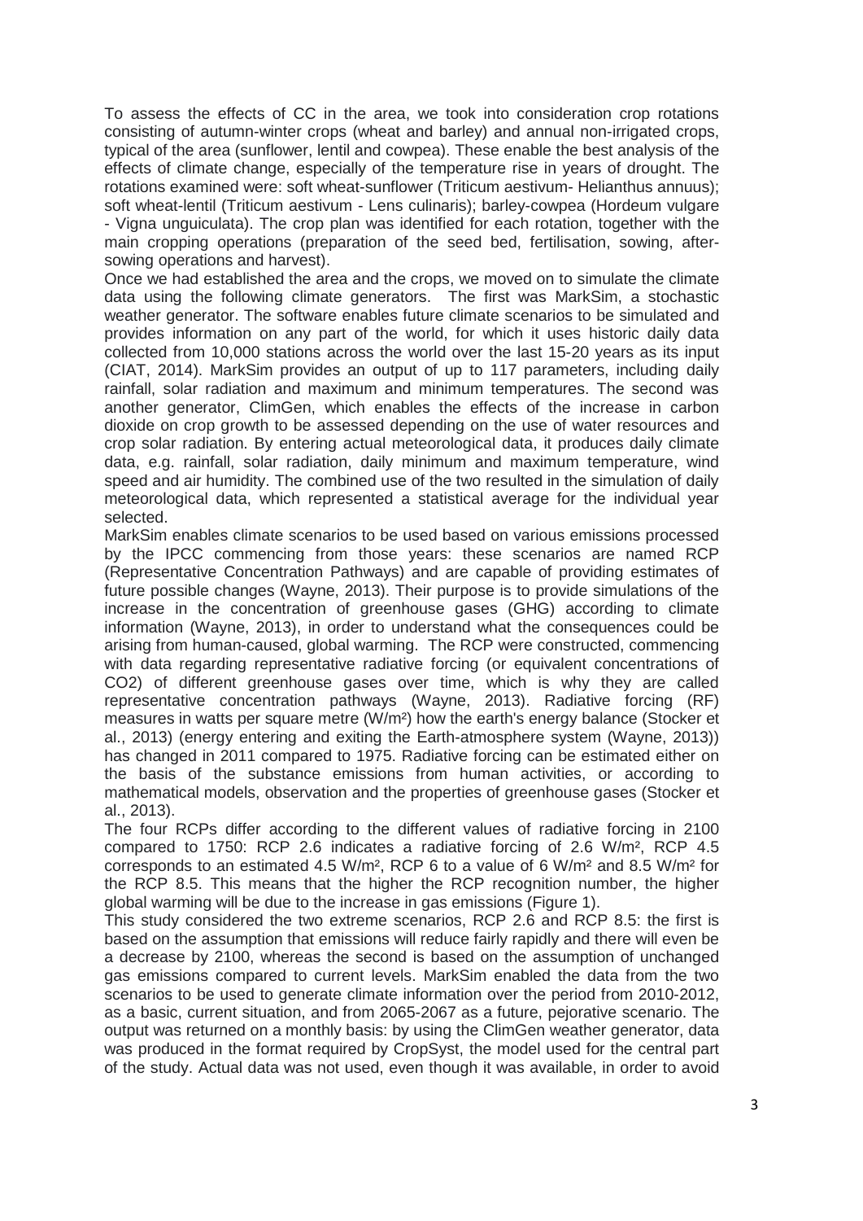To assess the effects of CC in the area, we took into consideration crop rotations consisting of autumn-winter crops (wheat and barley) and annual non-irrigated crops, typical of the area (sunflower, lentil and cowpea). These enable the best analysis of the effects of climate change, especially of the temperature rise in years of drought. The rotations examined were: soft wheat-sunflower (Triticum aestivum- Helianthus annuus); soft wheat-lentil (Triticum aestivum - Lens culinaris); barley-cowpea (Hordeum vulgare - Vigna unguiculata). The crop plan was identified for each rotation, together with the main cropping operations (preparation of the seed bed, fertilisation, sowing, after-sowing operations and harvest).

Once we had established the area and the crops, we moved on to simulate the climate data using the following climate generators. The first was MarkSim, a stochastic weather generator. The software enables future climate scenarios to be simulated and provides information on any part of the world, for which it uses historic daily data collected from 10,000 stations across the world over the last 15-20 years as its input (CIAT, 2014). MarkSim provides an output of up to 117 parameters, including daily rainfall, solar radiation and maximum and minimum temperatures. The second was another generator, ClimGen, which enables the effects of the increase in carbon dioxide on crop growth to be assessed depending on the use of water resources and crop solar radiation. By entering actual meteorological data, it produces daily climate data, e.g. rainfall, solar radiation, daily minimum and maximum temperature, wind speed and air humidity. The combined use of the two resulted in the simulation of daily meteorological data, which represented a statistical average for the individual year selected.

MarkSim enables climate scenarios to be used based on various emissions processed by the IPCC commencing from those years: these scenarios are named RCP (Representative Concentration Pathways) and are capable of providing estimates of future possible changes (Wayne, 2013). Their purpose is to provide simulations of the increase in the concentration of greenhouse gases (GHG) according to climate information (Wayne, 2013), in order to understand what the consequences could be arising from human-caused, global warming. The RCP were constructed, commencing with data regarding representative radiative forcing (or equivalent concentrations of $CO_2$) of different greenhouse gases over time, which is why they are called representative concentration pathways (Wayne, 2013). Radiative forcing (RF) measures in watts per square metre ($W/m^2$) how the earth's energy balance (Stocker et al., 2013) (energy entering and exiting the Earth-atmosphere system (Wayne, 2013)) has changed in 2011 compared to 1975. Radiative forcing can be estimated either on the basis of the substance emissions from human activities, or according to mathematical models, observation and the properties of greenhouse gases (Stocker et al., 2013).

The four RCPs differ according to the different values of radiative forcing in 2100 compared to 1750: RCP 2.6 indicates a radiative forcing of 2.6 $W/m^2$, RCP 4.5 corresponds to an estimated 4.5 $W/m^2$, RCP 6 to a value of 6 $W/m^2$ and 8.5 $W/m^2$ for the RCP 8.5. This means that the higher the RCP recognition number, the higher global warming will be due to the increase in gas emissions (Figure 1).

This study considered the two extreme scenarios, RCP 2.6 and RCP 8.5: the first is based on the assumption that emissions will reduce fairly rapidly and there will even be a decrease by 2100, whereas the second is based on the assumption of unchanged gas emissions compared to current levels. MarkSim enabled the data from the two scenarios to be used to generate climate information over the period from 2010-2012, as a basic, current situation, and from 2065-2067 as a future, pejorative scenario. The output was returned on a monthly basis: by using the ClimGen weather generator, data was produced in the format required by CropSyst, the model used for the central part of the study. Actual data was not used, even though it was available, in order to avoid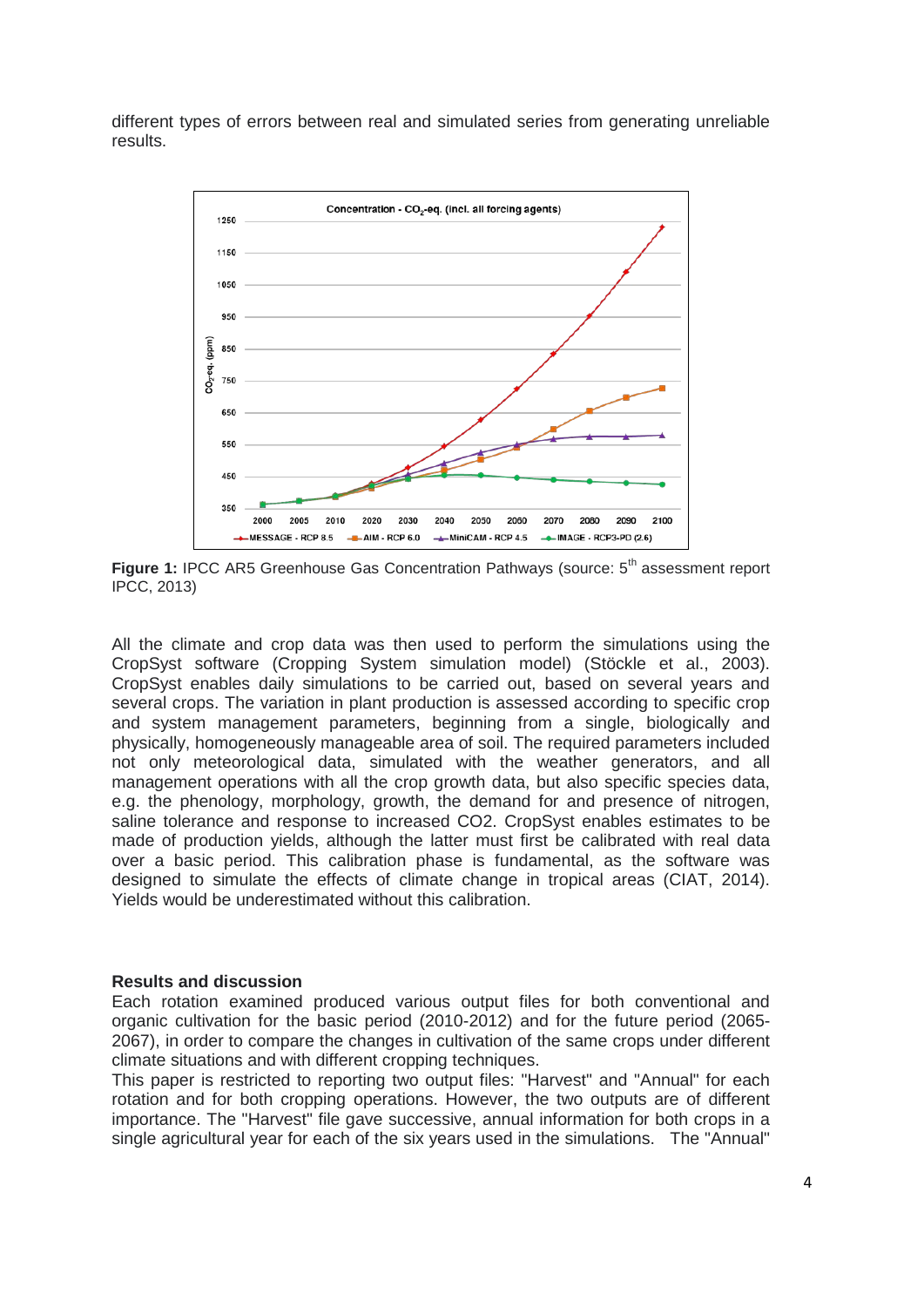different types of errors between real and simulated series from generating unreliable results.

**Figure 1:** IPCC AR5 Greenhouse Gas Concentration Pathways (source: 5th assessment report IPCC, 2013)

All the climate and crop data was then used to perform the simulations using the CropSyst software (Cropping System simulation model) (Stöckle et al., 2003). CropSyst enables daily simulations to be carried out, based on several years and several crops. The variation in plant production is assessed according to specific crop and system management parameters, beginning from a single, biologically and physically, homogeneously manageable area of soil. The required parameters included not only meteorological data, simulated with the weather generators, and all management operations with all the crop growth data, but also specific species data, e.g. the phenology, morphology, growth, the demand for and presence of nitrogen, saline tolerance and response to increased CO2. CropSyst enables estimates to be made of production yields, although the latter must first be calibrated with real data over a basic period. This calibration phase is fundamental, as the software was designed to simulate the effects of climate change in tropical areas (CIAT, 2014). Yields would be underestimated without this calibration.

## Results and discussion

Each rotation examined produced various output files for both conventional and organic cultivation for the basic period (2010-2012) and for the future period (2065-2067), in order to compare the changes in cultivation of the same crops under different climate situations and with different cropping techniques.

This paper is restricted to reporting two output files: "Harvest" and "Annual" for each rotation and for both cropping operations. However, the two outputs are of different importance. The "Harvest" file gave successive, annual information for both crops in a single agricultural year for each of the six years used in the simulations. The "Annual"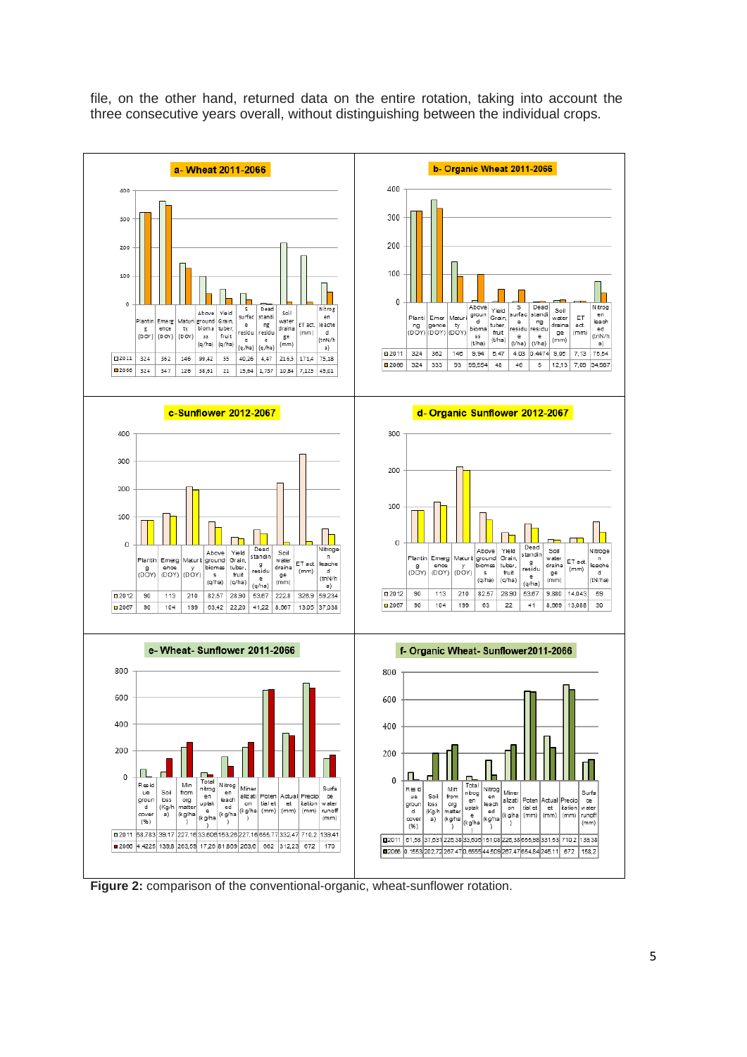file, on the other hand, returned data on the entire rotation, taking into account the three consecutive years overall, without distinguishing between the individual crops.

**a- Wheat 2011-2066**

| | Planting (DOY) | Emergence (DOY) | Maturity (DOY) | Above ground biomass (q/ha) | Yield Grain, tuber, fruit (q/ha) | Surface residue (q/ha) | Dead standing residue (q/ha) | Soil water drainage (mm) | ET act. (mm) | Nitrogen leached (tnN/ha) |
|---|---|---|---|---|---|---|---|---|---|---|
| 2011 | 324 | 362 | 146 | 99,42 | 55 | 40,26 | 4,47 | 216,3 | 171,4 | 75,18 |
| 2066 | 324 | 347 | 126 | 38,61 | 21 | 15,64 | 1,757 | 10,84 | 7,125 | 45,01 |

**b- Organic Wheat 2011-2066**

| | Planting (DOY) | Emergence (DOY) | Maturity (DOY) | Above ground biomass (t/ha) | Yield Grain, tuber, fruit (t/ha) | Surface residue (t/ha) | Dead standing residue (t/ha) | Soil water drainage (mm) | ET act. (mm) | Nitrogen leached (tnN/ha) |
|---|---|---|---|---|---|---|---|---|---|---|
| 2011 | 324 | 362 | 146 | 9,94 | 5,47 | 4,03 | 0,4474 | 9,05 | 7,13 | 75,54 |
| 2066 | 324 | 333 | 93 | 99,554 | 48 | 46 | 5 | 12,13 | 7,09 | 34,987 |

**c-Sunflower 2012-2067**

| | Planting (DOY) | Emergence (DOY) | Maturity (DOY) | Above ground biomass (q/ha) | Yield Grain, tuber, fruit (q/ha) | Dead standing residue (q/ha) | Soil water drainage (mm) | ET act. (mm) | Nitrogen leached (tnN/ha) |
|---|---|---|---|---|---|---|---|---|---|
| 2012 | 90 | 113 | 210 | 82,57 | 28,90 | 53,67 | 222,8 | 326,9 | 59,234 |
| 2067 | 90 | 104 | 199 | 63,42 | 22,20 | 41,22 | 8,067 | 13,05 | 37,038 |

**d- Organic Sunflower 2012-2067**

| | Planting (DOY) | Emergence (DOY) | Maturity (DOY) | Above ground biomass (q/ha) | Yield Grain, tuber, fruit (q/ha) | Dead standing residue (q/ha) | Soil water drainage (mm) | ET act. (mm) | Nitrogen leached (tN/ha) |
|---|---|---|---|---|---|---|---|---|---|
| 2012 | 90 | 113 | 210 | 82,57 | 28,90 | 53,67 | 9,880 | 14,043 | 59 |
| 2067 | 90 | 104 | 199 | 63 | 22 | 41 | 8,069 | 13,088 | 30 |

**e- Wheat- Sunflower 2011-2066**

| | Residue ground cover (%) | Soil loss (Kg/ha) | Min from org matter (kg/ha) | Total nitrogen uptake (kg/ha) | Nitrogen leached (kg/ha) | Mineralization (kg/ha) | Potential et (mm) | Actual et (mm) | Precipitation (mm) | Surface water runoff (mm) |
|---|---|---|---|---|---|---|---|---|---|---|
| 2011 | 58,783 | 39,17 | 227,16 | 33,606 | 153,26 | 227,16 | 656,77 | 332,47 | 710,2 | 139,41 |
| 2066 | 4,4225 | 139,8 | 263,59 | 17,20 | 81,809 | 263,6 | 662 | 312,23 | 672 | 170 |

**f- Organic Wheat- Sunflower2011-2066**

| | Residue ground cover (%) | Soil loss (Kg/ha) | Min from org matter (kg/ha) | Total nitrogen uptake (kg/ha) | Nitrogen leached (kg/ha) | Mineralization (kg/ha) | Potential et (mm) | Actual et (mm) | Precipitation (mm) | Surface water runoff (mm) |
|---|---|---|---|---|---|---|---|---|---|---|
| 2011 | 61,68 | 37,631 | 225,38 | 33,605 | 151,08 | 225,38 | 655,58 | 331,53 | 710,2 | 139,38 |
| 2066 | 0,1553 | 202,72 | 267,47 | 0,6555 | 44,509 | 267,47 | 664,84 | 245,11 | 672 | 158,2 |

**Figure 2:** comparison of the conventional-organic, wheat-sunflower rotation.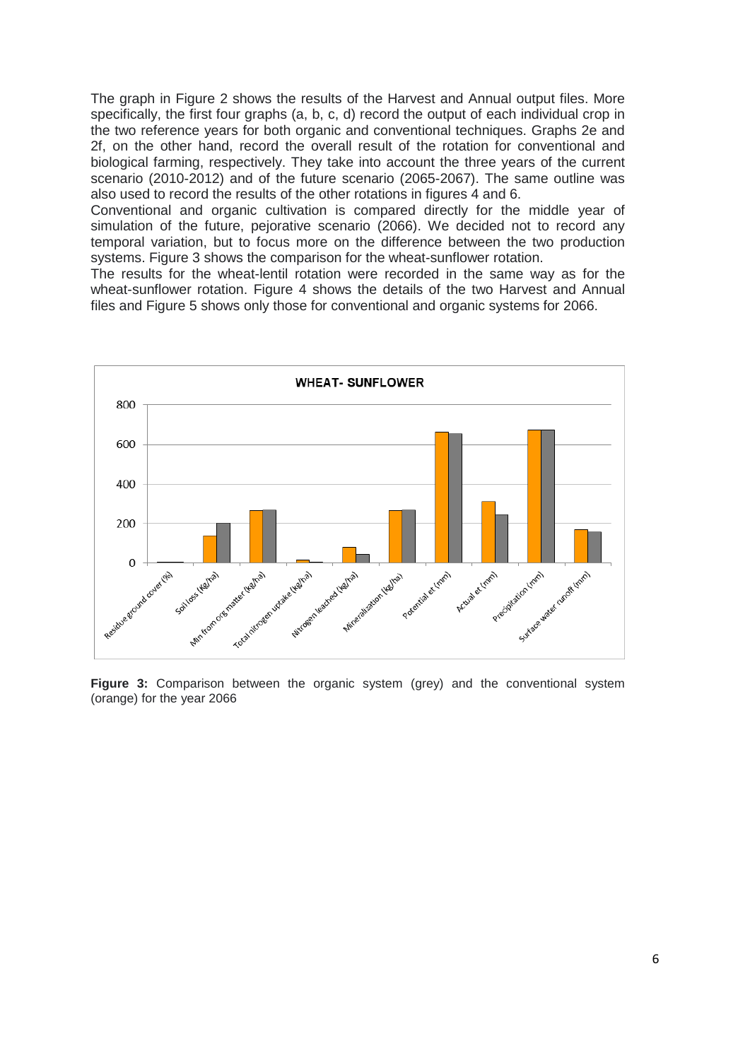The graph in Figure 2 shows the results of the Harvest and Annual output files. More specifically, the first four graphs (a, b, c, d) record the output of each individual crop in the two reference years for both organic and conventional techniques. Graphs 2e and 2f, on the other hand, record the overall result of the rotation for conventional and biological farming, respectively. They take into account the three years of the current scenario (2010-2012) and of the future scenario (2065-2067). The same outline was also used to record the results of the other rotations in figures 4 and 6.

Conventional and organic cultivation is compared directly for the middle year of simulation of the future, pejorative scenario (2066). We decided not to record any temporal variation, but to focus more on the difference between the two production systems. Figure 3 shows the comparison for the wheat-sunflower rotation.

The results for the wheat-lentil rotation were recorded in the same way as for the wheat-sunflower rotation. Figure 4 shows the details of the two Harvest and Annual files and Figure 5 shows only those for conventional and organic systems for 2066.

**Figure 3:** Comparison between the organic system (grey) and the conventional system (orange) for the year 2066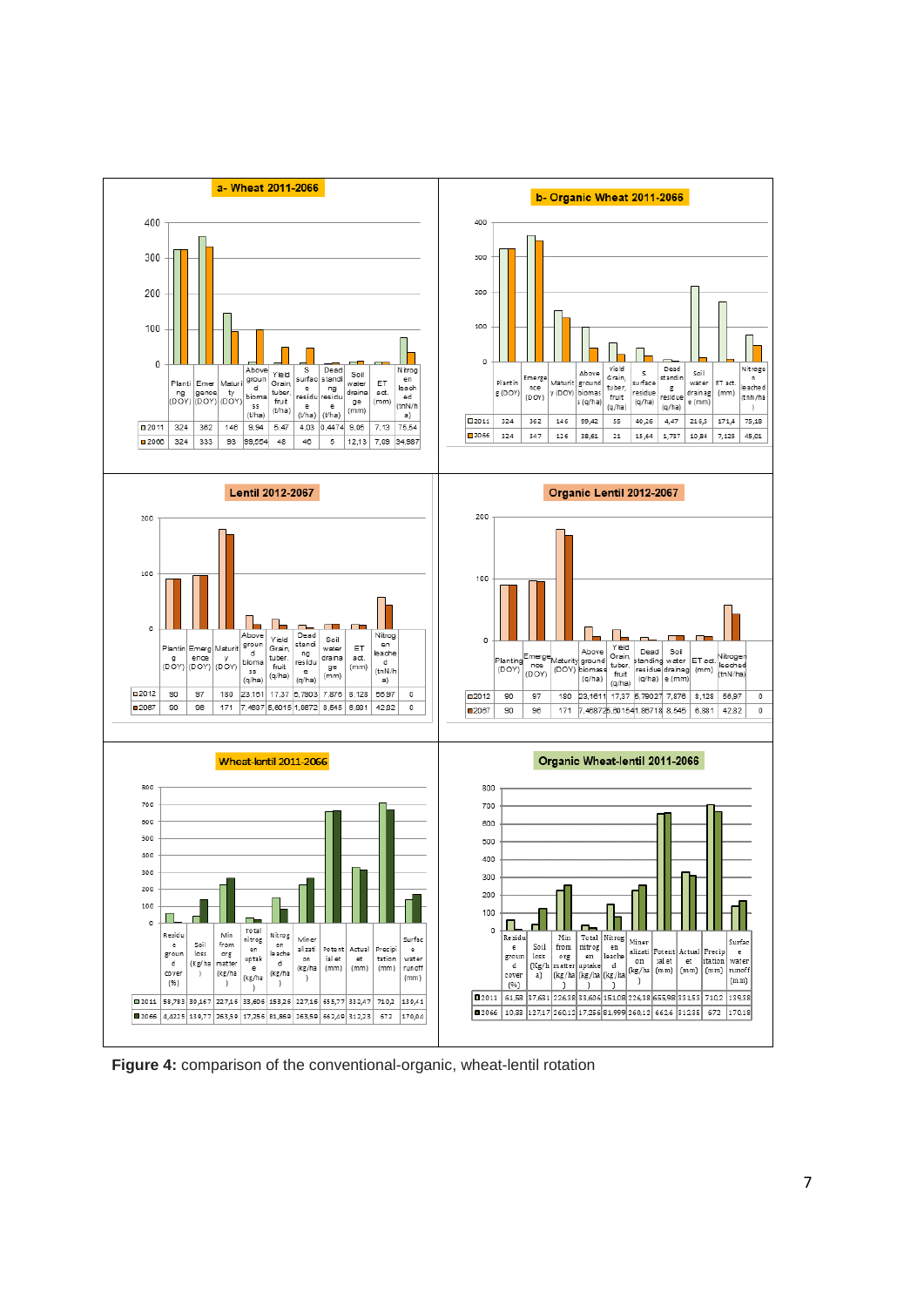**a- Wheat 2011-2066**

| | Planting (DOY) | Emergence (DOY) | Maturity (DOY) | Above ground biomass (t/ha) | Yield Grain, tuber, fruit (t/ha) | S surface residue (t/ha) | Dead standing residue (t/ha) | Soil water drainage (mm) | ET act. (mm) | Nitrogen leached (tnN/ha) |
|---|---|---|---|---|---|---|---|---|---|---|
| 2011 | 324 | 362 | 146 | 9,94 | 5,47 | 4,03 | 0,4474 | 9,05 | 7,13 | 76,54 |
| 2066 | 324 | 333 | 93 | 99,554 | 48 | 46 | 5 | 12,13 | 7,69 | 34,987 |

**b- Organic Wheat 2011-2066**

| | Planting (DOY) | Emergence (DOY) | Maturity (DOY) | Above ground biomass (q/ha) | Yield Grain, tuber, fruit (q/ha) | S surface residue (q/ha) | Dead standing residue (q/ha) | Soil water drainage (mm) | ET act. (mm) | Nitrogen leached (tnN/ha) |
|---|---|---|---|---|---|---|---|---|---|---|
| 2011 | 324 | 362 | 146 | 99,42 | 55 | 40,26 | 4,47 | 216,5 | 171,4 | 75,18 |
| 2066 | 324 | 347 | 126 | 38,61 | 21 | 15,64 | 1,737 | 10,84 | 7,125 | 45,01 |

**Lentil 2012-2067**

| | Planting (DOY) | Emergences (DOY) | Maturity (DOY) | Above ground biomass (q/ha) | Yield Grain, tuber, fruit (q/ha) | Dead standing residue (q/ha) | Soil water drainage (mm) | ET act. (mm) | Nitrogen leached (tnN/ha) | |
|---|---|---|---|---|---|---|---|---|---|---|
| 2012 | 90 | 97 | 180 | 23,161 | 17,37 | 5,7903 | 7,876 | 8,128 | 56,97 | 0 |
| 2067 | 90 | 96 | 171 | 7,4687 | 5,6015 | 1,8672 | 8,545 | 6,881 | 42,82 | 0 |

**Organic Lentil 2012-2067**

| | Planting (DOY) | Emergence (DOY) | Maturity (DOY) | Above ground biomass (q/ha) | Yield Grain, tuber, fruit (q/ha) | Dead standing residue (q/ha) | Soil water drainage (mm) | ET act. (mm) | Nitrogen leached (tnN/ha) | |
|---|---|---|---|---|---|---|---|---|---|---|
| 2012 | 90 | 97 | 180 | 23,1611 | 17,37 | 5,79027 | 7,876 | 8,128 | 56,97 | 0 |
| 2067 | 90 | 96 | 171 | 7,46872 | 5,60154 | 1,86718 | 8,545 | 6,881 | 42,82 | 0 |

**Wheat-lentil 2011-2066**

| | Residue ground cover (%) | Soil loss (Kg/ha) | Min from org matter (Kg/ha) | Total nitrogen uptake (Kg/ha) | Nitrogen leached (Kg/ha) | Mineralization (Kg/ha) | Potential et (mm) | Actual et (mm) | Precipitation (mm) | Surface water runoff (mm) |
|---|---|---|---|---|---|---|---|---|---|---|
| 2011 | 58,783 | 39,167 | 227,16 | 33,606 | 153,26 | 227,16 | 655,77 | 332,47 | 710,2 | 139,41 |
| 2066 | 4,4225 | 139,77 | 263,59 | 17,256 | 81,869 | 263,59 | 662,69 | 312,23 | 672 | 170,04 |

**Organic Wheat-lentil 2011-2066**

| | Residue ground cover (%) | Soil loss (Kg/ha) | Min from org matter (Kg/ha) | Total nitrogen uptake (Kg/ha) | Nitrogen leached (Kg/ha) | Mineralization (Kg/ha) | Potential et (mm) | Actual et (mm) | Precipitation (mm) | Surface water runoff (mm) |
|---|---|---|---|---|---|---|---|---|---|---|
| 2011 | 61,58 | 37,631 | 226,38 | 33,606 | 151,08 | 226,38 | 655,98 | 331,53 | 710,2 | 139,38 |
| 2066 | 10,83 | 127,17 | 260,12 | 17,256 | 81,999 | 260,12 | 662,6 | 312,35 | 672 | 170,18 |

**Figure 4:** comparison of the conventional-organic, wheat-lentil rotation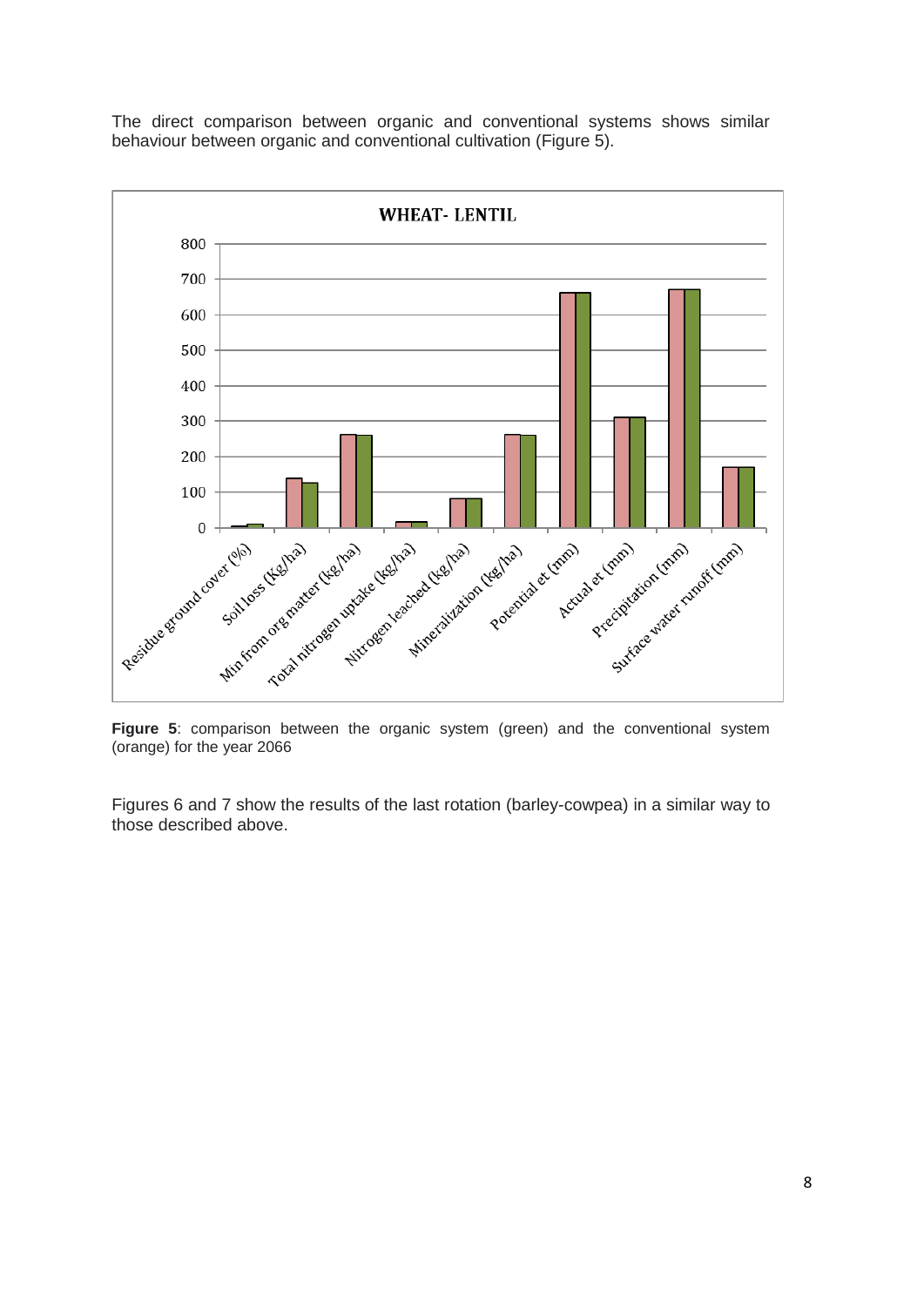The direct comparison between organic and conventional systems shows similar behaviour between organic and conventional cultivation (Figure 5).

**Figure 5**: comparison between the organic system (green) and the conventional system (orange) for the year 2066

Figures 6 and 7 show the results of the last rotation (barley-cowpea) in a similar way to those described above.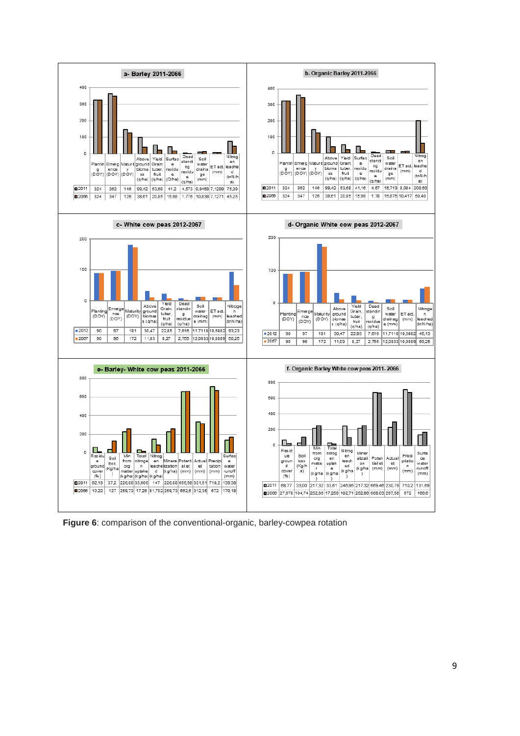**a- Barley 2011-2066**

| | Planting (DOY) | Emergence (DOY) | Maturity (DOY) | Above ground biomass (q/ha) | Yield Grain, tuber, fruit (q/ha) | Surface residue (Q/ha) | Dead standing residue (q/ha) | Soil water drainage (mm) | ET act. (mm) | Nitrogen leached (tnN/ha) |
|---|---|---|---|---|---|---|---|---|---|---|
| 2011 | 324 | 362 | 146 | 99,42 | 53,68 | 41,2 | 4,573 | 9,0459 | 7,1289 | 75,39 |
| 2066 | 324 | 347 | 126 | 38,61 | 20,85 | 15,98 | 1,776 | 10,838 | 7,1271 | 45,25 |

**b. Organic Barley 2011-2066**

| | Planting (DOY) | Emergence (DOY) | Maturity (DOY) | Above ground biomass (q/ha) | Yield Grain, tuber, fruit (q/ha) | Surface residue (q/ha) | Dead standing residue (q/ha) | Soil water drainage (mm) | ET act. (mm) | Nitrogen leached (tnN/ha) |
|---|---|---|---|---|---|---|---|---|---|---|
| 2011 | 324 | 362 | 146 | 99,42 | 53,68 | 41,16 | 4,57 | 15,713 | 8,084 | 200,60 |
| 2066 | 324 | 347 | 126 | 38,61 | 20,85 | 15,98 | 1,78 | 15,875 | 10,417 | 60,40 |

**c- White cow peas 2012-2067**

| | Planting (DOY) | Emergence (DOY) | Maturity (DOY) | Above ground biomass (q/ha) | Yield Grain, tuber, fruit (q/ha) | Dead standing residue (q/ha) | Soil water drainage (mm) | ET act. (mm) | Nitrogen leached (tnN/ha) |
|---|---|---|---|---|---|---|---|---|---|
| 2012 | 90 | 97 | 181 | 30,47 | 22,85 | 7,616 | 11,7118 | 10,5882 | 93,23 |
| 2067 | 90 | 96 | 172 | 11,03 | 8,27 | 2,755 | 12,0833 | 10,0889 | 50,25 |

**d- Organic White cow peas 2012-2067**

| | Planting (DOY) | Emergence (DOY) | Maturity (DOY) | Above ground biomass (q/ha) | Yield Grain, tuber, fruit (q/ha) | Dead standing residue (q/ha) | Soil water drainage (mm) | ET act. (mm) | Nitrogen leached (tnN/ha) |
|---|---|---|---|---|---|---|---|---|---|
| 2012 | 90 | 97 | 181 | 30,47 | 22,85 | 7,616 | 11,7118 | 10,5882 | 45,13 |
| 2067 | 90 | 96 | 172 | 11,03 | 8,27 | 2,755 | 12,0833 | 10,0889 | 50,25 |

**e- Barley- White cow peas 2011-2066**

| | Residue ground cover (%) | Soil loss (Kg/ha) | Min from org matter (kg/ha) | Total nitrogen uptake (kg/ha) | Nitrogen leached (kg/ha) | Mineralization (kg/ha) | Potential et (mm) | Actual et (mm) | Precipitation (mm) | Surface water runoff (mm) |
|---|---|---|---|---|---|---|---|---|---|---|
| 2011 | 62,18 | 37,2 | 226,08 | 33,666 | 147 | 226,08 | 655,98 | 331,51 | 710,2 | 139,38 |
| 2066 | 10,22 | 127 | 259,73 | 17,28 | 81,762 | 259,73 | 662,8 | 312,35 | 672 | 170,18 |

**f. Organic Barley White cow peas 2011- 2066**

| | Residue ground cover (%) | Soil loss (Kg/ha) | Min from org matter (kg/ha) | Total nitrogen uptake (kg/ha) | Nitrogen leached (kg/ha) | Mineralization (kg/ha) | Potential et (mm) | Actual et (mm) | Precipitation (mm) | Surface water runoff (mm) |
|---|---|---|---|---|---|---|---|---|---|---|
| 2011 | 68,77 | 33,00 | 217,32 | 33,61 | 246,95 | 217,32 | 669,46 | 230,79 | 710,2 | 131,69 |
| 2066 | 27,878 | 104,74 | 252,88 | 17,258 | 102,71 | 252,88 | 668,03 | 297,58 | 672 | 166,6 |

**Figure 6**: comparison of the conventional-organic, barley-cowpea rotation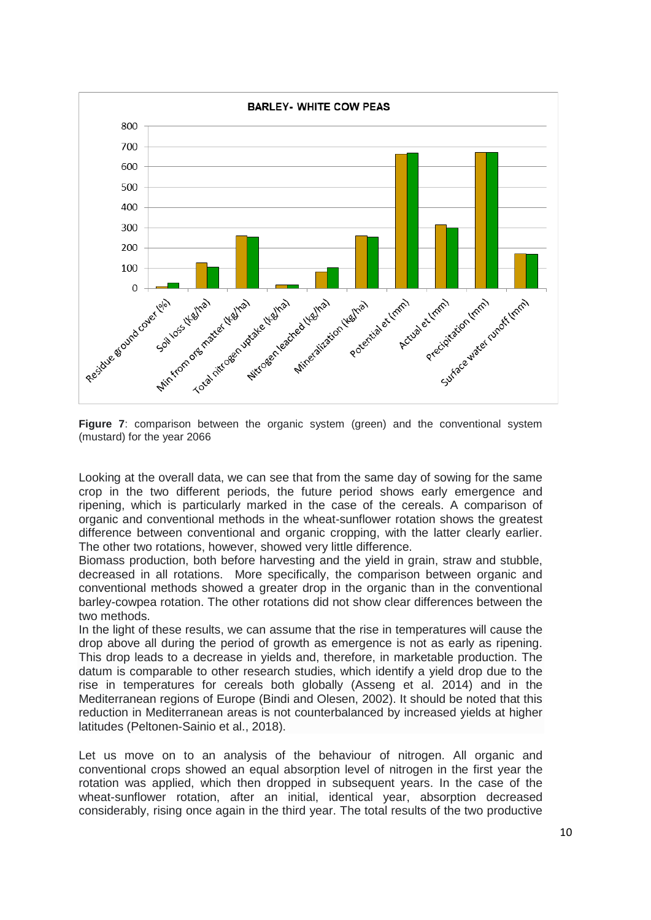**Figure 7**: comparison between the organic system (green) and the conventional system (mustard) for the year 2066

Looking at the overall data, we can see that from the same day of sowing for the same crop in the two different periods, the future period shows early emergence and ripening, which is particularly marked in the case of the cereals. A comparison of organic and conventional methods in the wheat-sunflower rotation shows the greatest difference between conventional and organic cropping, with the latter clearly earlier. The other two rotations, however, showed very little difference.

Biomass production, both before harvesting and the yield in grain, straw and stubble, decreased in all rotations. More specifically, the comparison between organic and conventional methods showed a greater drop in the organic than in the conventional barley-cowpea rotation. The other rotations did not show clear differences between the two methods.

In the light of these results, we can assume that the rise in temperatures will cause the drop above all during the period of growth as emergence is not as early as ripening. This drop leads to a decrease in yields and, therefore, in marketable production. The datum is comparable to other research studies, which identify a yield drop due to the rise in temperatures for cereals both globally (Asseng et al. 2014) and in the Mediterranean regions of Europe (Bindi and Olesen, 2002). It should be noted that this reduction in Mediterranean areas is not counterbalanced by increased yields at higher latitudes (Peltonen-Sainio et al., 2018).

Let us move on to an analysis of the behaviour of nitrogen. All organic and conventional crops showed an equal absorption level of nitrogen in the first year the rotation was applied, which then dropped in subsequent years. In the case of the wheat-sunflower rotation, after an initial, identical year, absorption decreased considerably, rising once again in the third year. The total results of the two productive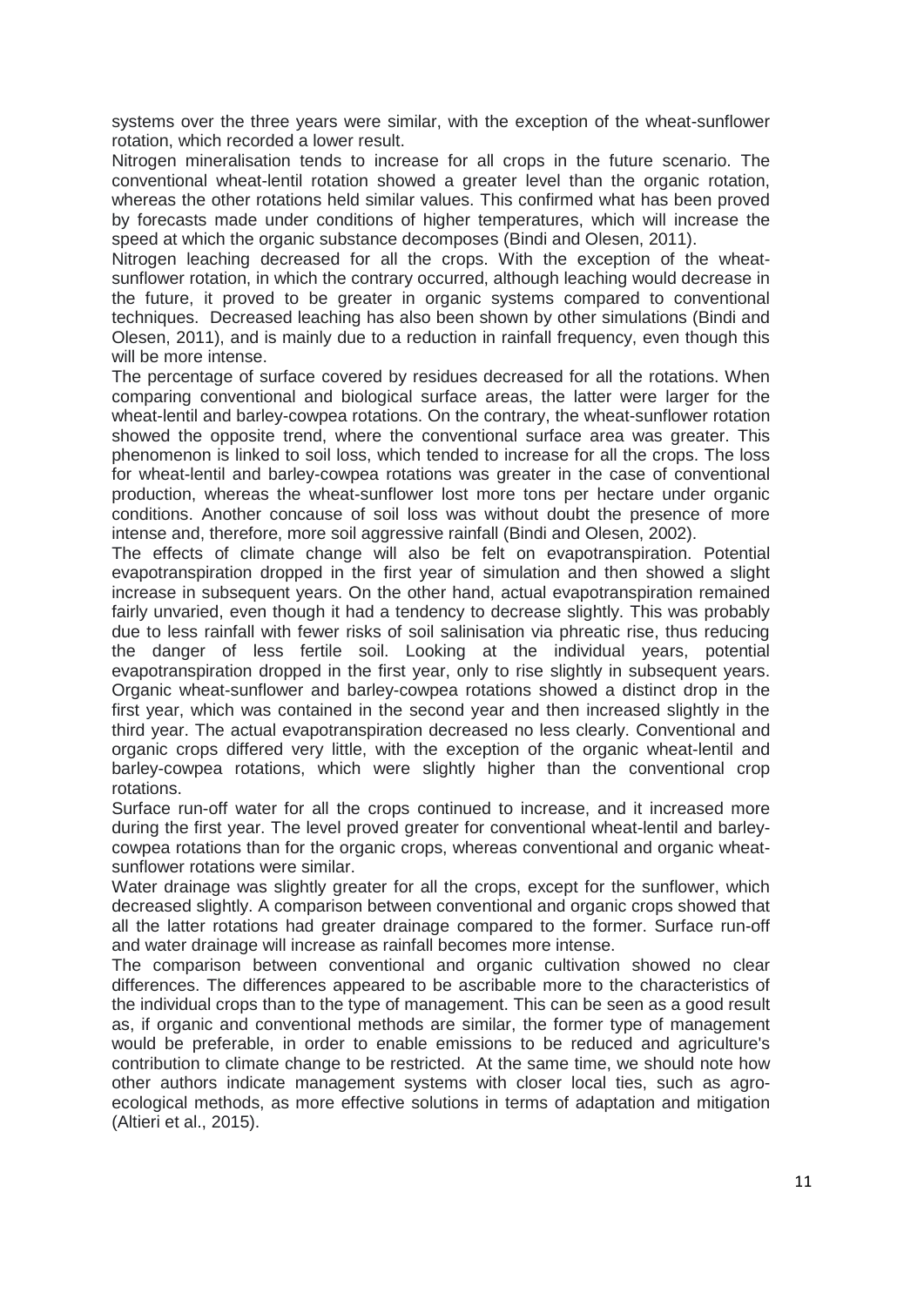systems over the three years were similar, with the exception of the wheat-sunflower rotation, which recorded a lower result.

Nitrogen mineralisation tends to increase for all crops in the future scenario. The conventional wheat-lentil rotation showed a greater level than the organic rotation, whereas the other rotations held similar values. This confirmed what has been proved by forecasts made under conditions of higher temperatures, which will increase the speed at which the organic substance decomposes (Bindi and Olesen, 2011).

Nitrogen leaching decreased for all the crops. With the exception of the wheat-sunflower rotation, in which the contrary occurred, although leaching would decrease in the future, it proved to be greater in organic systems compared to conventional techniques. Decreased leaching has also been shown by other simulations (Bindi and Olesen, 2011), and is mainly due to a reduction in rainfall frequency, even though this will be more intense.

The percentage of surface covered by residues decreased for all the rotations. When comparing conventional and biological surface areas, the latter were larger for the wheat-lentil and barley-cowpea rotations. On the contrary, the wheat-sunflower rotation showed the opposite trend, where the conventional surface area was greater. This phenomenon is linked to soil loss, which tended to increase for all the crops. The loss for wheat-lentil and barley-cowpea rotations was greater in the case of conventional production, whereas the wheat-sunflower lost more tons per hectare under organic conditions. Another concause of soil loss was without doubt the presence of more intense and, therefore, more soil aggressive rainfall (Bindi and Olesen, 2002).

The effects of climate change will also be felt on evapotranspiration. Potential evapotranspiration dropped in the first year of simulation and then showed a slight increase in subsequent years. On the other hand, actual evapotranspiration remained fairly unvaried, even though it had a tendency to decrease slightly. This was probably due to less rainfall with fewer risks of soil salinisation via phreatic rise, thus reducing the danger of less fertile soil. Looking at the individual years, potential evapotranspiration dropped in the first year, only to rise slightly in subsequent years. Organic wheat-sunflower and barley-cowpea rotations showed a distinct drop in the first year, which was contained in the second year and then increased slightly in the third year. The actual evapotranspiration decreased no less clearly. Conventional and organic crops differed very little, with the exception of the organic wheat-lentil and barley-cowpea rotations, which were slightly higher than the conventional crop rotations.

Surface run-off water for all the crops continued to increase, and it increased more during the first year. The level proved greater for conventional wheat-lentil and barley-cowpea rotations than for the organic crops, whereas conventional and organic wheat-sunflower rotations were similar.

Water drainage was slightly greater for all the crops, except for the sunflower, which decreased slightly. A comparison between conventional and organic crops showed that all the latter rotations had greater drainage compared to the former. Surface run-off and water drainage will increase as rainfall becomes more intense.

The comparison between conventional and organic cultivation showed no clear differences. The differences appeared to be ascribable more to the characteristics of the individual crops than to the type of management. This can be seen as a good result as, if organic and conventional methods are similar, the former type of management would be preferable, in order to enable emissions to be reduced and agriculture's contribution to climate change to be restricted. At the same time, we should note how other authors indicate management systems with closer local ties, such as agro-ecological methods, as more effective solutions in terms of adaptation and mitigation (Altieri et al., 2015).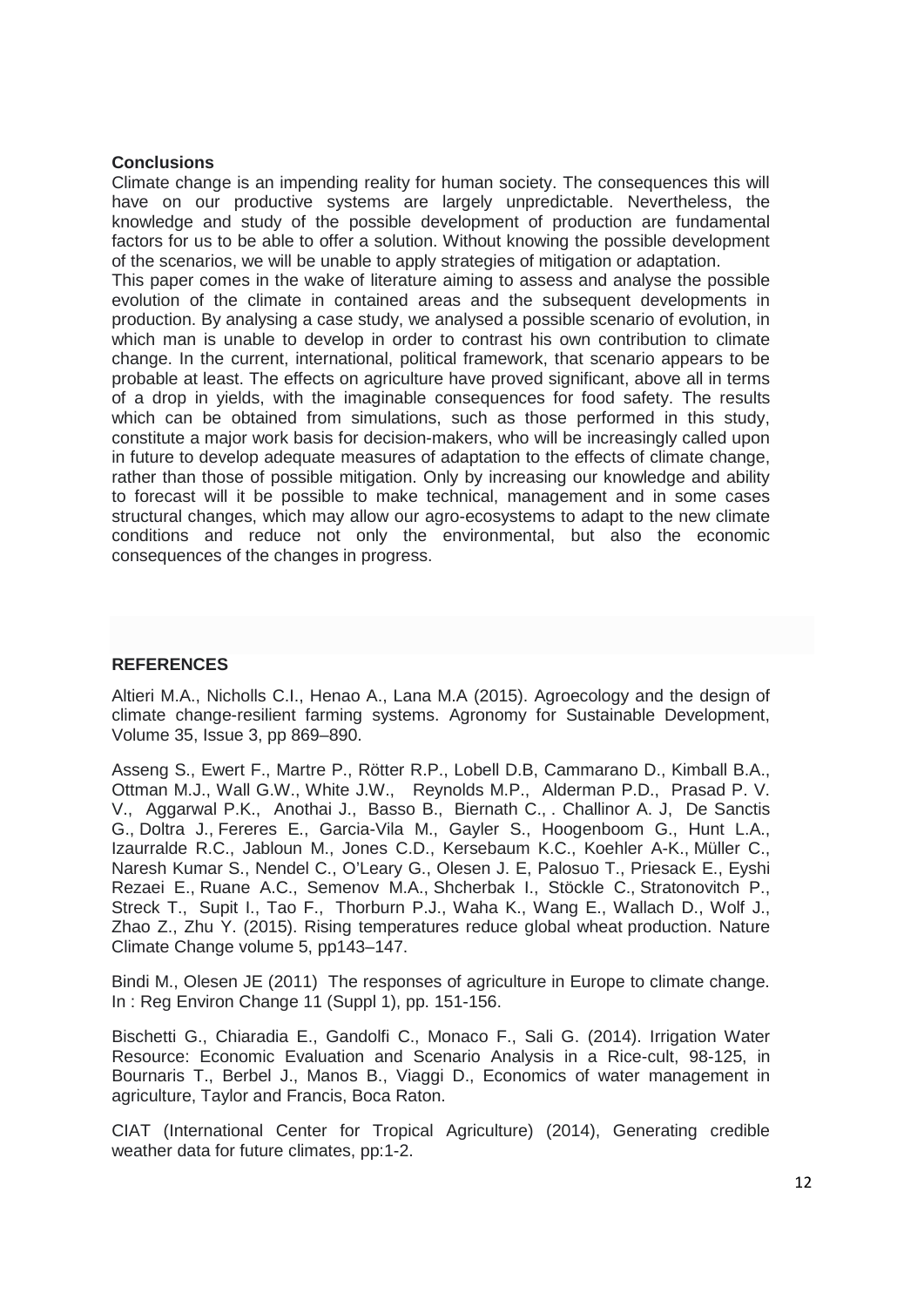## Conclusions

Climate change is an impending reality for human society. The consequences this will have on our productive systems are largely unpredictable. Nevertheless, the knowledge and study of the possible development of production are fundamental factors for us to be able to offer a solution. Without knowing the possible development of the scenarios, we will be unable to apply strategies of mitigation or adaptation.

This paper comes in the wake of literature aiming to assess and analyse the possible evolution of the climate in contained areas and the subsequent developments in production. By analysing a case study, we analysed a possible scenario of evolution, in which man is unable to develop in order to contrast his own contribution to climate change. In the current, international, political framework, that scenario appears to be probable at least. The effects on agriculture have proved significant, above all in terms of a drop in yields, with the imaginable consequences for food safety. The results which can be obtained from simulations, such as those performed in this study, constitute a major work basis for decision-makers, who will be increasingly called upon in future to develop adequate measures of adaptation to the effects of climate change, rather than those of possible mitigation. Only by increasing our knowledge and ability to forecast will it be possible to make technical, management and in some cases structural changes, which may allow our agro-ecosystems to adapt to the new climate conditions and reduce not only the environmental, but also the economic consequences of the changes in progress.

## REFERENCES

Altieri M.A., Nicholls C.I., Henao A., Lana M.A (2015). Agroecology and the design of climate change-resilient farming systems. Agronomy for Sustainable Development, Volume 35, Issue 3, pp 869–890.

Asseng S., Ewert F., Martre P., Rötter R.P., Lobell D.B, Cammarano D., Kimball B.A., Ottman M.J., Wall G.W., White J.W., Reynolds M.P., Alderman P.D., Prasad P. V. V., Aggarwal P.K., Anothai J., Basso B., Biernath C., . Challinor A. J, De Sanctis G., Doltra J., Fereres E., Garcia-Vila M., Gayler S., Hoogenboom G., Hunt L.A., Izaurralde R.C., Jabloun M., Jones C.D., Kersebaum K.C., Koehler A-K., Müller C., Naresh Kumar S., Nendel C., O'Leary G., Olesen J. E, Palosuo T., Priesack E., Eyshi Rezaei E., Ruane A.C., Semenov M.A., Shcherbak I., Stöckle C., Stratonovitch P., Streck T., Supit I., Tao F., Thorburn P.J., Waha K., Wang E., Wallach D., Wolf J., Zhao Z., Zhu Y. (2015). Rising temperatures reduce global wheat production. Nature Climate Change volume 5, pp143–147.

Bindi M., Olesen JE (2011) The responses of agriculture in Europe to climate change. In : Reg Environ Change 11 (Suppl 1), pp. 151-156.

Bischetti G., Chiaradia E., Gandolfi C., Monaco F., Sali G. (2014). Irrigation Water Resource: Economic Evaluation and Scenario Analysis in a Rice-cult, 98-125, in Bournaris T., Berbel J., Manos B., Viaggi D., Economics of water management in agriculture, Taylor and Francis, Boca Raton.

CIAT (International Center for Tropical Agriculture) (2014), Generating credible weather data for future climates, pp:1-2.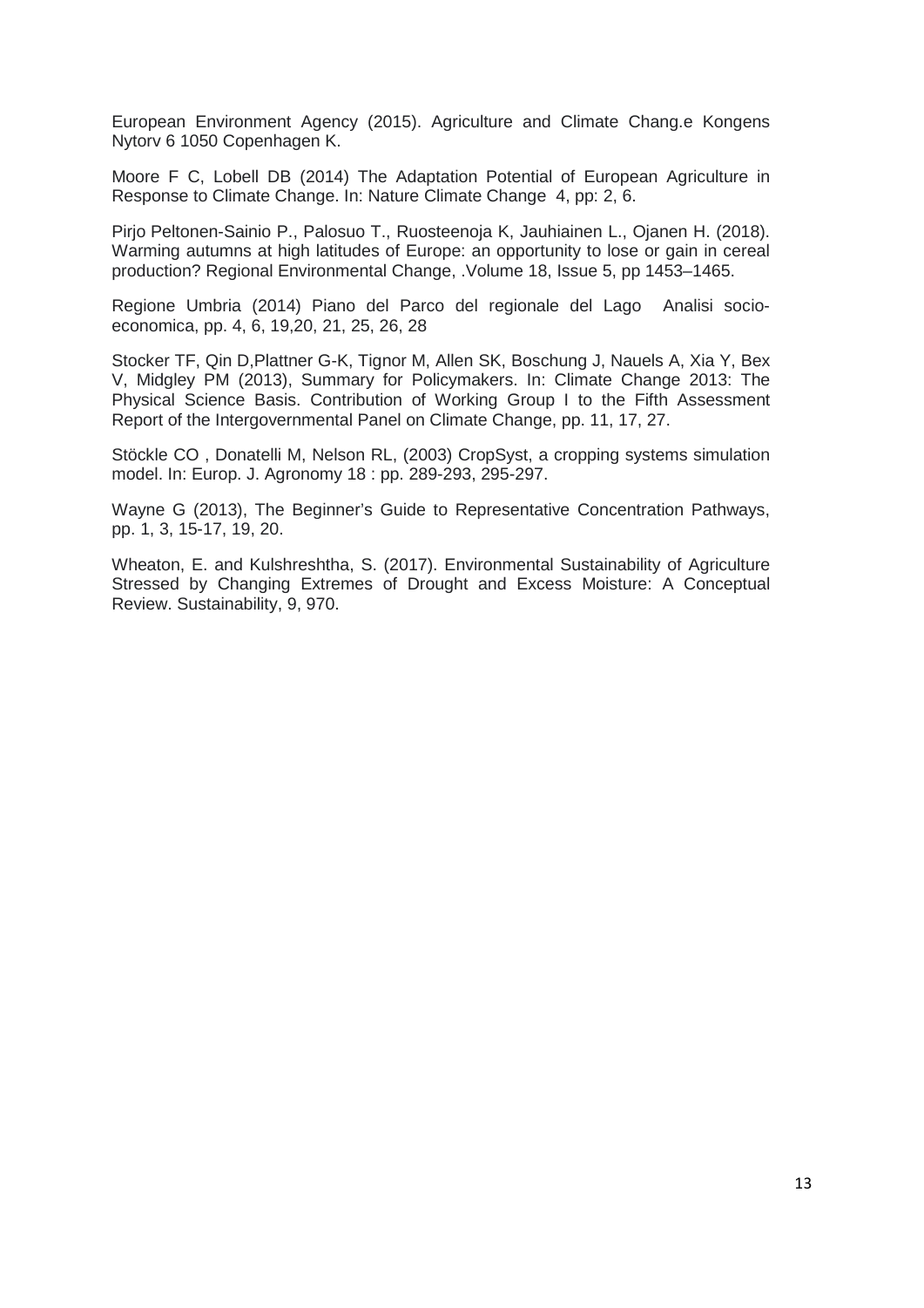European Environment Agency (2015). Agriculture and Climate Chang.e Kongens Nytorv 6 1050 Copenhagen K.

Moore F C, Lobell DB (2014) The Adaptation Potential of European Agriculture in Response to Climate Change. In: Nature Climate Change 4, pp: 2, 6.

Pirjo Peltonen-Sainio P., Palosuo T., Ruosteenoja K, Jauhiainen L., Ojanen H. (2018). Warming autumns at high latitudes of Europe: an opportunity to lose or gain in cereal production? Regional Environmental Change, .Volume 18, Issue 5, pp 1453–1465.

Regione Umbria (2014) Piano del Parco del regionale del Lago Analisi socio-economica, pp. 4, 6, 19,20, 21, 25, 26, 28

Stocker TF, Qin D,Plattner G-K, Tignor M, Allen SK, Boschung J, Nauels A, Xia Y, Bex V, Midgley PM (2013), Summary for Policymakers. In: Climate Change 2013: The Physical Science Basis. Contribution of Working Group I to the Fifth Assessment Report of the Intergovernmental Panel on Climate Change, pp. 11, 17, 27.

Stöckle CO , Donatelli M, Nelson RL, (2003) CropSyst, a cropping systems simulation model. In: Europ. J. Agronomy 18 : pp. 289-293, 295-297.

Wayne G (2013), The Beginner's Guide to Representative Concentration Pathways, pp. 1, 3, 15-17, 19, 20.

Wheaton, E. and Kulshreshtha, S. (2017). Environmental Sustainability of Agriculture Stressed by Changing Extremes of Drought and Excess Moisture: A Conceptual Review. Sustainability, 9, 970.